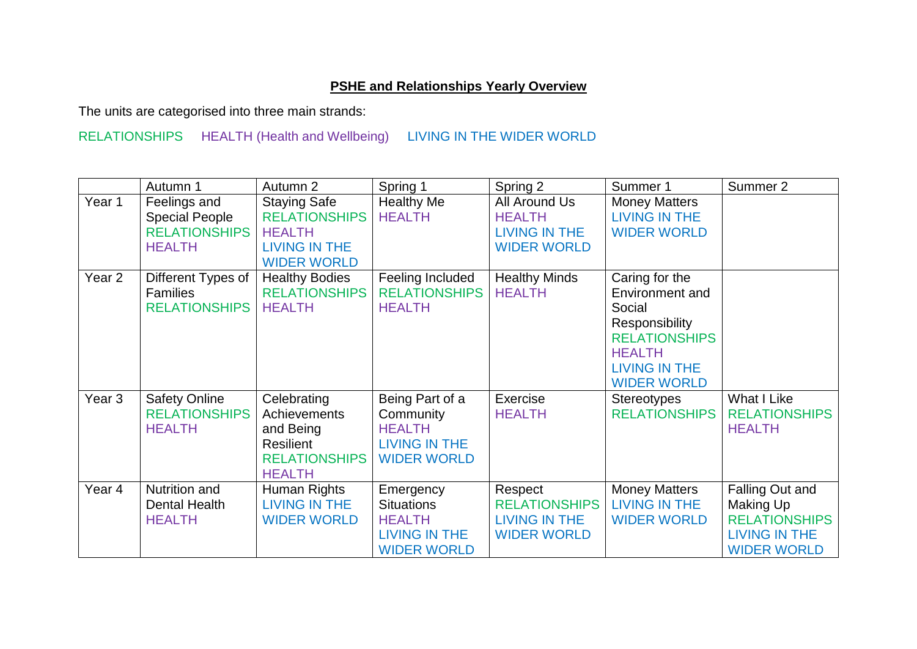# **PSHE and Relationships Yearly Overview**

The units are categorised into three main strands:

RELATIONSHIPS HEALTH (Health and Wellbeing) LIVING IN THE WIDER WORLD

| | Autumn 1 | Autumn 2 | Spring 1 | Spring 2 | Summer 1 | Summer 2 |
|---|---|---|---|---|---|---|
| Year 1 | Feelings and Special People RELATIONSHIPS HEALTH | Staying Safe RELATIONSHIPS HEALTH LIVING IN THE WIDER WORLD | Healthy Me HEALTH | All Around Us HEALTH LIVING IN THE WIDER WORLD | Money Matters LIVING IN THE WIDER WORLD | |
| Year 2 | Different Types of Families RELATIONSHIPS | Healthy Bodies RELATIONSHIPS HEALTH | Feeling Included RELATIONSHIPS HEALTH | Healthy Minds HEALTH | Caring for the Environment and Social Responsibility RELATIONSHIPS HEALTH LIVING IN THE WIDER WORLD | |
| Year 3 | Safety Online RELATIONSHIPS HEALTH | Celebrating Achievements and Being Resilient RELATIONSHIPS HEALTH | Being Part of a Community HEALTH LIVING IN THE WIDER WORLD | Exercise HEALTH | Stereotypes RELATIONSHIPS | What I Like RELATIONSHIPS HEALTH |
| Year 4 | Nutrition and Dental Health HEALTH | Human Rights LIVING IN THE WIDER WORLD | Emergency Situations HEALTH LIVING IN THE WIDER WORLD | Respect RELATIONSHIPS LIVING IN THE WIDER WORLD | Money Matters LIVING IN THE WIDER WORLD | Falling Out and Making Up RELATIONSHIPS LIVING IN THE WIDER WORLD |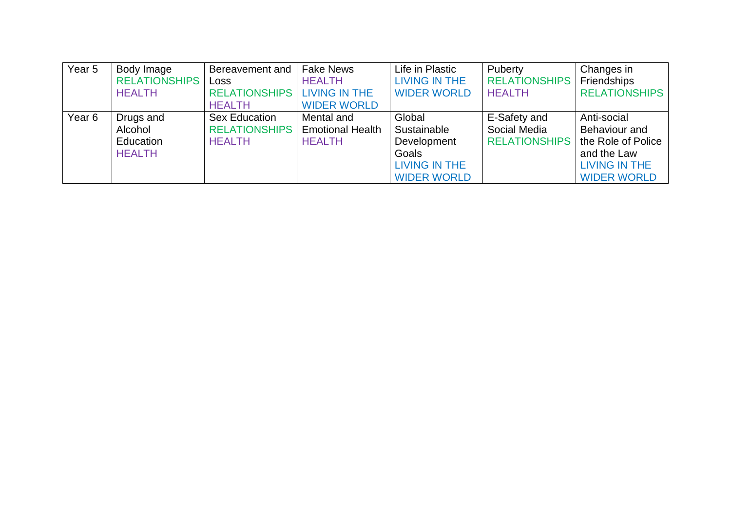| | | | | | | |
|---|---|---|---|---|---|---|
| Year 5 | Body Image RELATIONSHIPS HEALTH | Bereavement and Loss RELATIONSHIPS HEALTH | Fake News HEALTH LIVING IN THE WIDER WORLD | Life in Plastic LIVING IN THE WIDER WORLD | Puberty RELATIONSHIPS HEALTH | Changes in Friendships RELATIONSHIPS |
| Year 6 | Drugs and Alcohol Education HEALTH | Sex Education RELATIONSHIPS HEALTH | Mental and Emotional Health HEALTH | Global Sustainable Development Goals LIVING IN THE WIDER WORLD | E-Safety and Social Media RELATIONSHIPS | Anti-social Behaviour and the Role of Police and the Law LIVING IN THE WIDER WORLD |